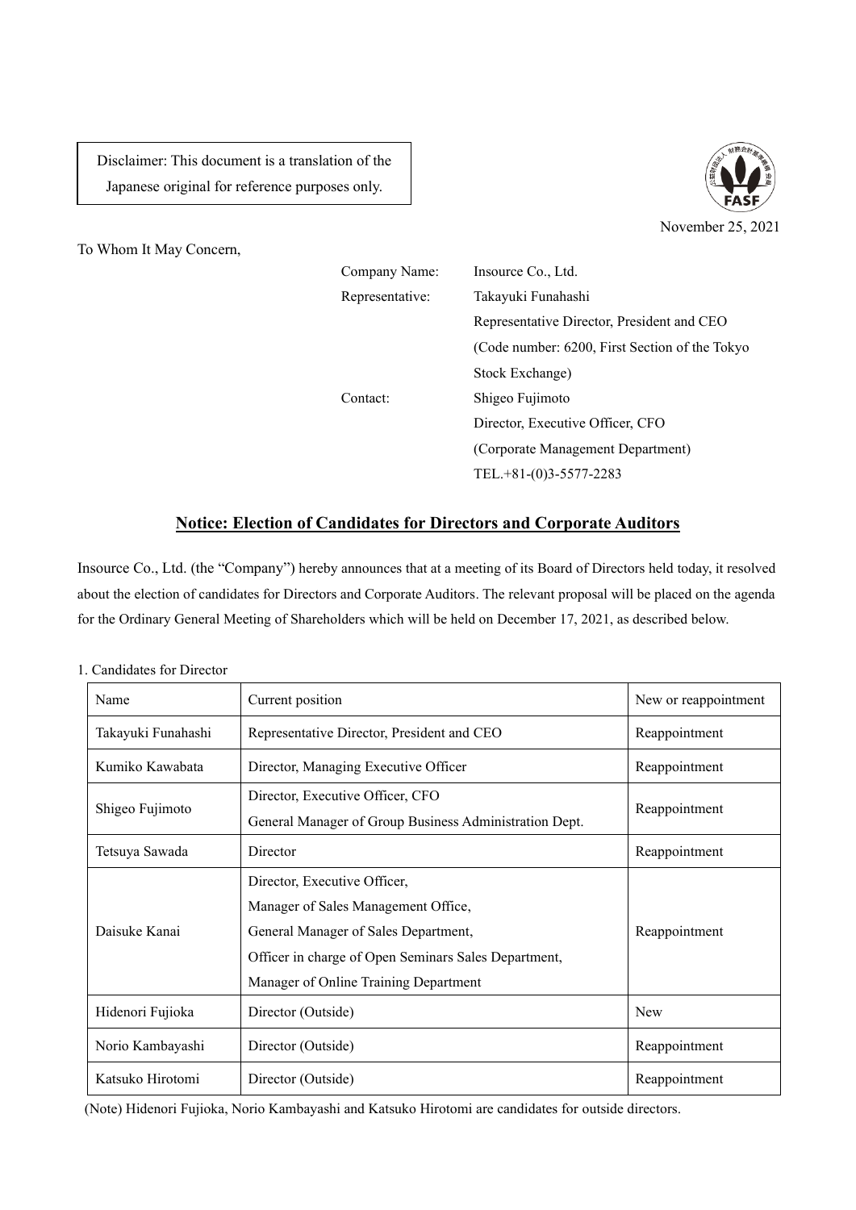Disclaimer: This document is a translation of the Japanese original for reference purposes only.

November 25, 2021

To Whom It May Concern,

Company Name: Insource Co., Ltd.
Representative: Takayuki Funahashi
Representative Director, President and CEO
(Code number: 6200, First Section of the Tokyo Stock Exchange)
Contact: Shigeo Fujimoto
Director, Executive Officer, CFO
(Corporate Management Department)
TEL.+81-(0)3-5577-2283

## Notice: Election of Candidates for Directors and Corporate Auditors

Insource Co., Ltd. (the "Company") hereby announces that at a meeting of its Board of Directors held today, it resolved about the election of candidates for Directors and Corporate Auditors. The relevant proposal will be placed on the agenda for the Ordinary General Meeting of Shareholders which will be held on December 17, 2021, as described below.

1. Candidates for Director

| Name | Current position | New or reappointment |
|---|---|---|
| Takayuki Funahashi | Representative Director, President and CEO | Reappointment |
| Kumiko Kawabata | Director, Managing Executive Officer | Reappointment |
| Shigeo Fujimoto | Director, Executive Officer, CFO<br>General Manager of Group Business Administration Dept. | Reappointment |
| Tetsuya Sawada | Director | Reappointment |
| Daisuke Kanai | Director, Executive Officer,<br>Manager of Sales Management Office,<br>General Manager of Sales Department,<br>Officer in charge of Open Seminars Sales Department,<br>Manager of Online Training Department | Reappointment |
| Hidenori Fujioka | Director (Outside) | New |
| Norio Kambayashi | Director (Outside) | Reappointment |
| Katsuko Hirotomi | Director (Outside) | Reappointment |

(Note) Hidenori Fujioka, Norio Kambayashi and Katsuko Hirotomi are candidates for outside directors.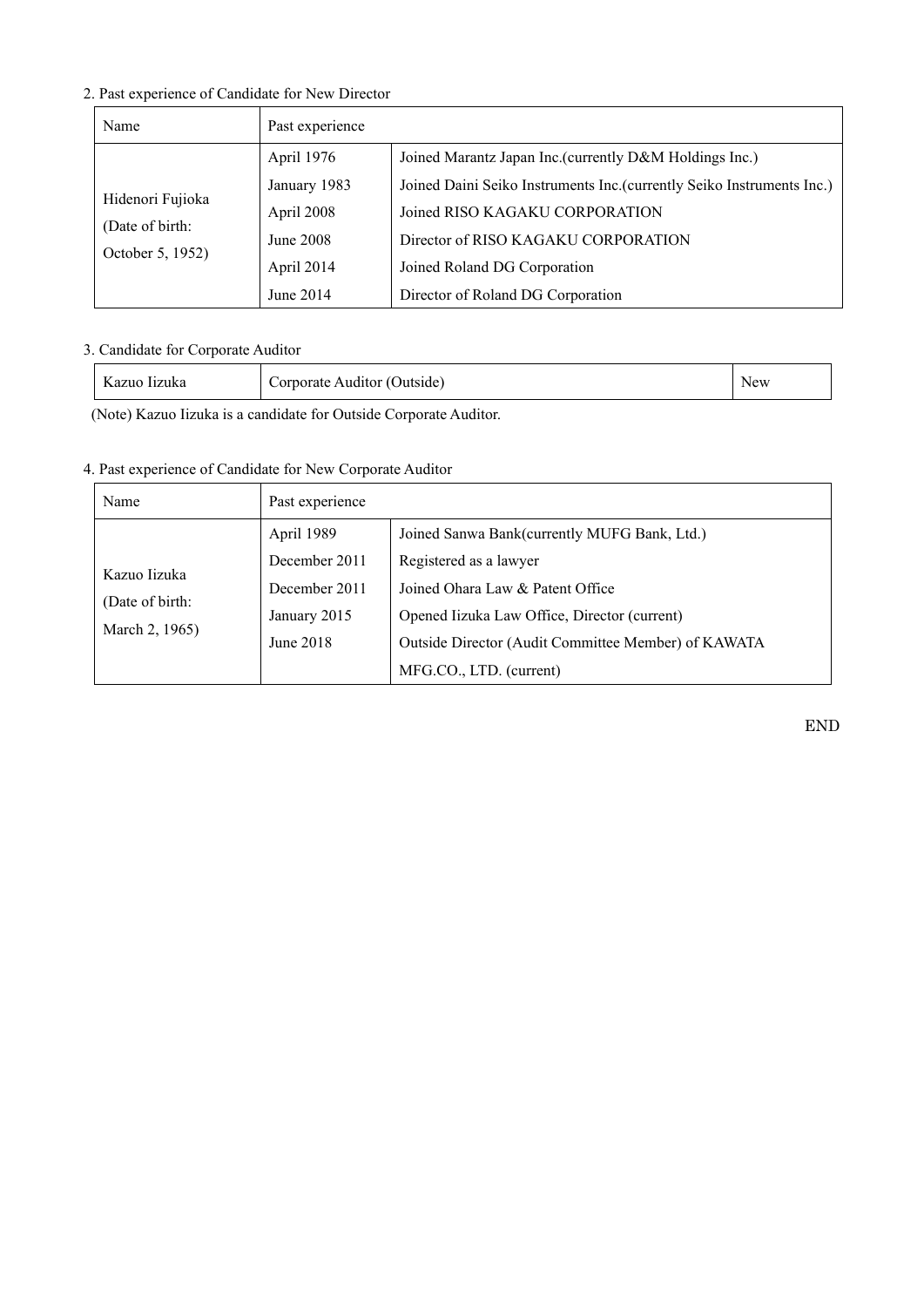2. Past experience of Candidate for New Director

| Name | Past experience | |
|---|---|---|
| Hidenori Fujioka (Date of birth: October 5, 1952) | April 1976 | Joined Marantz Japan Inc.(currently D&M Holdings Inc.) |
| | January 1983 | Joined Daini Seiko Instruments Inc.(currently Seiko Instruments Inc.) |
| | April 2008 | Joined RISO KAGAKU CORPORATION |
| | June 2008 | Director of RISO KAGAKU CORPORATION |
| | April 2014 | Joined Roland DG Corporation |
| | June 2014 | Director of Roland DG Corporation |

3. Candidate for Corporate Auditor

| | | |
|---|---|---|
| Kazuo Iizuka | Corporate Auditor (Outside) | New |

(Note) Kazuo Iizuka is a candidate for Outside Corporate Auditor.

4. Past experience of Candidate for New Corporate Auditor

| Name | Past experience | |
|---|---|---|
| Kazuo Iizuka (Date of birth: March 2, 1965) | April 1989 | Joined Sanwa Bank(currently MUFG Bank, Ltd.) |
| | December 2011 | Registered as a lawyer |
| | December 2011 | Joined Ohara Law & Patent Office |
| | January 2015 | Opened Iizuka Law Office, Director (current) |
| | June 2018 | Outside Director (Audit Committee Member) of KAWATA MFG.CO., LTD. (current) |

END